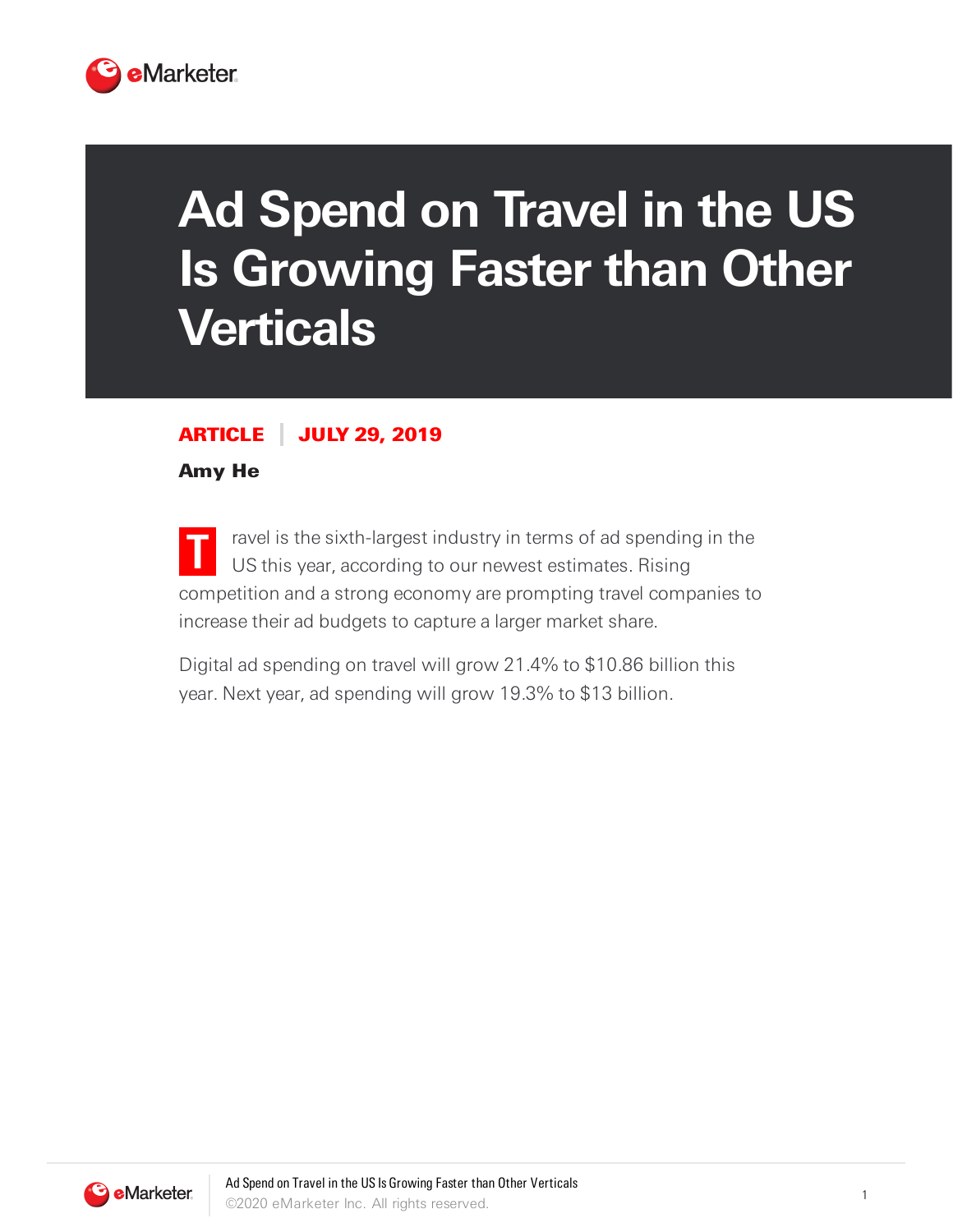# Ad Spend on Travel in the US Is Growing Faster than Other Verticals

**ARTICLE** | **JULY 29, 2019**

**Amy He**

Travel is the sixth-largest industry in terms of ad spending in the US this year, according to our newest estimates. Rising competition and a strong economy are prompting travel companies to increase their ad budgets to capture a larger market share.

Digital ad spending on travel will grow 21.4% to $10.86 billion this year. Next year, ad spending will grow 19.3% to $13 billion.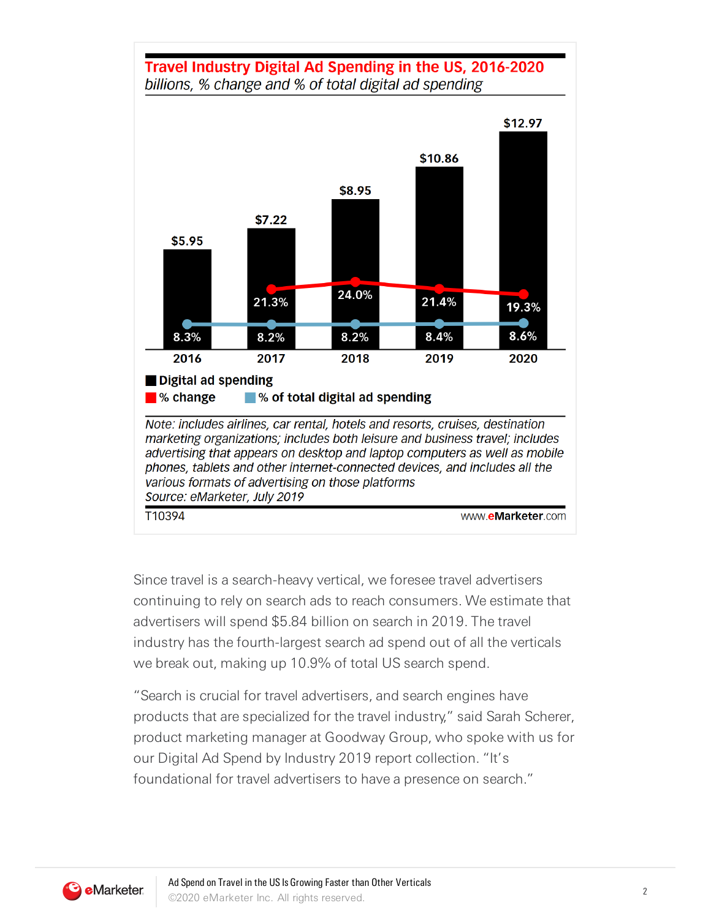**Travel Industry Digital Ad Spending in the US, 2016-2020**

*billions, % change and % of total digital ad spending*

| | 2016 | 2017 | 2018 | 2019 | 2020 |
|---|---|---|---|---|---|
| Digital ad spending | $5.95 | $7.22 | $8.95 | $10.86 | $12.97 |
| % change | | 21.3% | 24.0% | 21.4% | 19.3% |
| % of total digital ad spending | 8.3% | 8.2% | 8.2% | 8.4% | 8.6% |

*Note: includes airlines, car rental, hotels and resorts, cruises, destination marketing organizations; includes both leisure and business travel; includes advertising that appears on desktop and laptop computers as well as mobile phones, tablets and other internet-connected devices, and includes all the various formats of advertising on those platforms*
*Source: eMarketer, July 2019*

T10394 www.eMarketer.com

Since travel is a search-heavy vertical, we foresee travel advertisers continuing to rely on search ads to reach consumers. We estimate that advertisers will spend $5.84 billion on search in 2019. The travel industry has the fourth-largest search ad spend out of all the verticals we break out, making up 10.9% of total US search spend.

"Search is crucial for travel advertisers, and search engines have products that are specialized for the travel industry," said Sarah Scherer, product marketing manager at Goodway Group, who spoke with us for our Digital Ad Spend by Industry 2019 report collection. "It's foundational for travel advertisers to have a presence on search."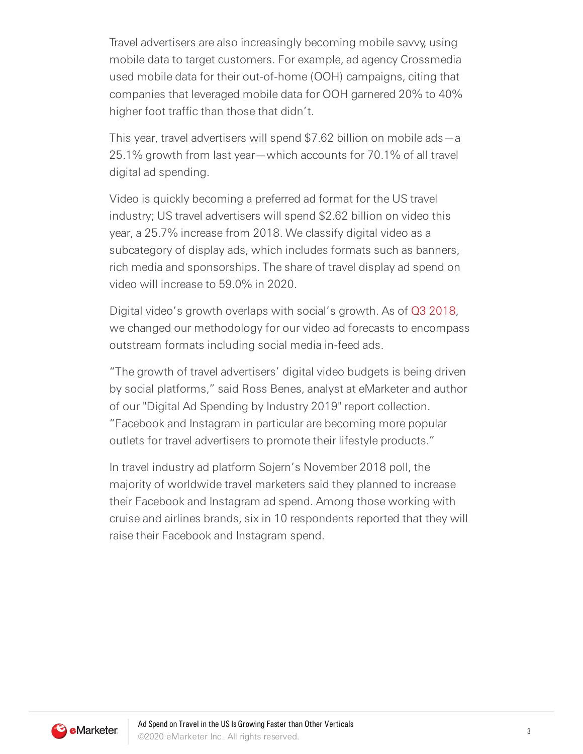Travel advertisers are also increasingly becoming mobile savvy, using mobile data to target customers. For example, ad agency Crossmedia used mobile data for their out-of-home (OOH) campaigns, citing that companies that leveraged mobile data for OOH garnered 20% to 40% higher foot traffic than those that didn't.

This year, travel advertisers will spend $7.62 billion on mobile ads—a 25.1% growth from last year—which accounts for 70.1% of all travel digital ad spending.

Video is quickly becoming a preferred ad format for the US travel industry; US travel advertisers will spend $2.62 billion on video this year, a 25.7% increase from 2018. We classify digital video as a subcategory of display ads, which includes formats such as banners, rich media and sponsorships. The share of travel display ad spend on video will increase to 59.0% in 2020.

Digital video's growth overlaps with social's growth. As of Q3 2018, we changed our methodology for our video ad forecasts to encompass outstream formats including social media in-feed ads.

"The growth of travel advertisers' digital video budgets is being driven by social platforms," said Ross Benes, analyst at eMarketer and author of our "Digital Ad Spending by Industry 2019" report collection. "Facebook and Instagram in particular are becoming more popular outlets for travel advertisers to promote their lifestyle products."

In travel industry ad platform Sojern's November 2018 poll, the majority of worldwide travel marketers said they planned to increase their Facebook and Instagram ad spend. Among those working with cruise and airlines brands, six in 10 respondents reported that they will raise their Facebook and Instagram spend.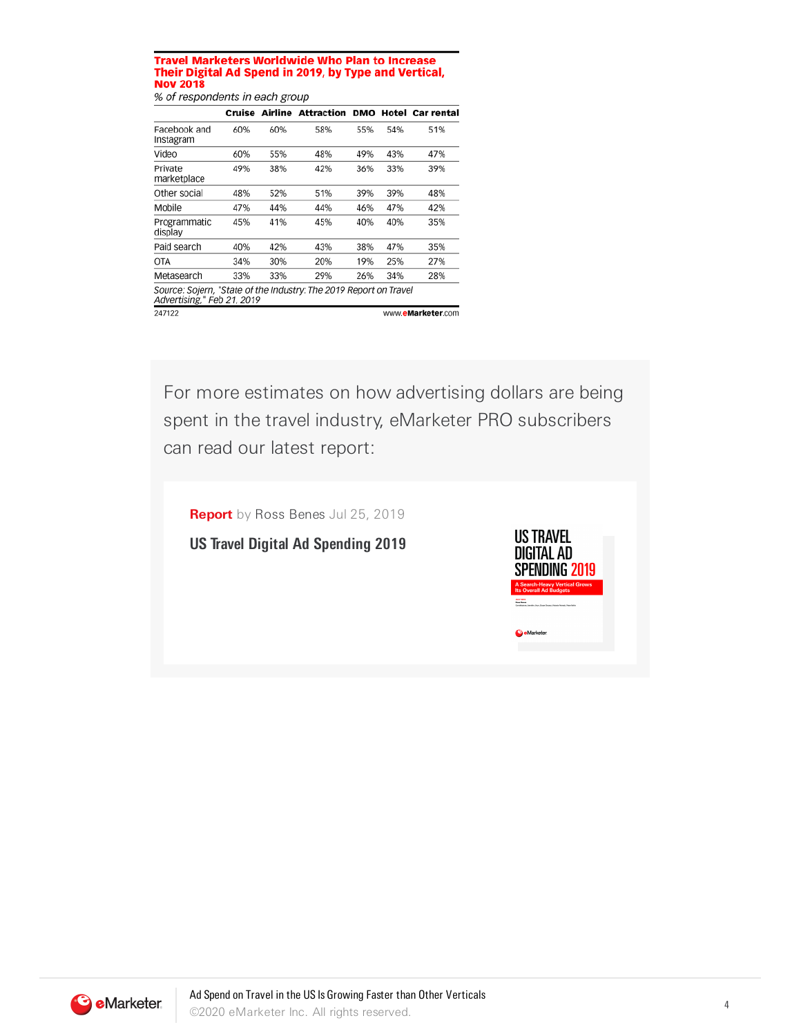**Travel Marketers Worldwide Who Plan to Increase Their Digital Ad Spend in 2019, by Type and Vertical, Nov 2018**

*% of respondents in each group*

| | Cruise | Airline | Attraction | DMO | Hotel | Car rental |
|---|---|---|---|---|---|---|
| Facebook and Instagram | 60% | 60% | 58% | 55% | 54% | 51% |
| Video | 60% | 55% | 48% | 49% | 43% | 47% |
| Private marketplace | 49% | 38% | 42% | 36% | 33% | 39% |
| Other social | 48% | 52% | 51% | 39% | 39% | 48% |
| Mobile | 47% | 44% | 44% | 46% | 47% | 42% |
| Programmatic display | 45% | 41% | 45% | 40% | 40% | 35% |
| Paid search | 40% | 42% | 43% | 38% | 47% | 35% |
| OTA | 34% | 30% | 20% | 19% | 25% | 27% |
| Metasearch | 33% | 33% | 29% | 26% | 34% | 28% |

*Source: Sojern, "State of the Industry: The 2019 Report on Travel Advertising," Feb 21, 2019*

247122 www.eMarketer.com

For more estimates on how advertising dollars are being spent in the travel industry, eMarketer PRO subscribers can read our latest report:

**Report** by Ross Benes Jul 25, 2019

**US Travel Digital Ad Spending 2019**

US TRAVEL DIGITAL AD SPENDING 2019

A Search-Heavy Vertical Grows Its Overall Ad Budgets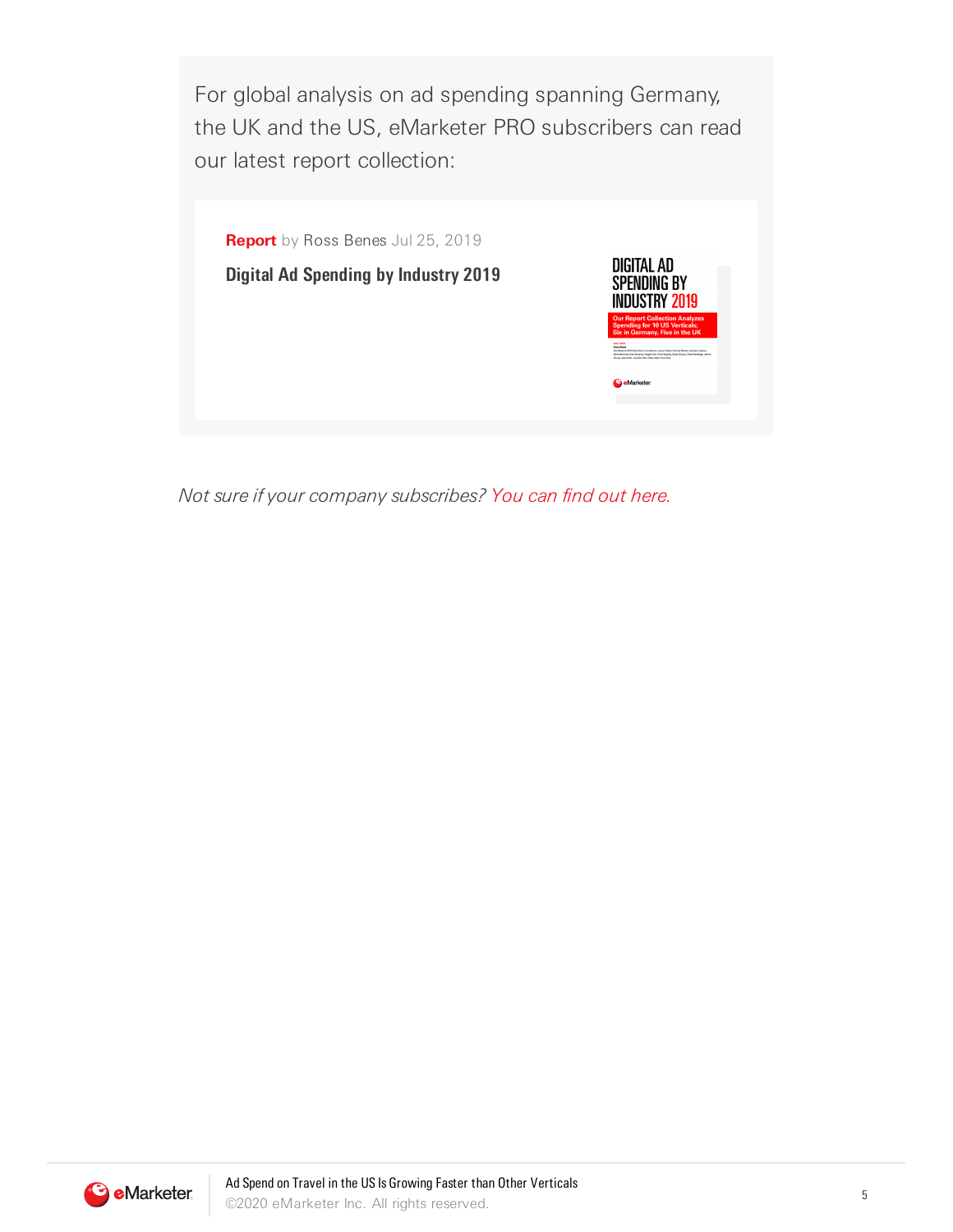For global analysis on ad spending spanning Germany, the UK and the US, eMarketer PRO subscribers can read our latest report collection:

**Report** by Ross Benes Jul 25, 2019

**Digital Ad Spending by Industry 2019**

*Not sure if your company subscribes? You can find out here.*